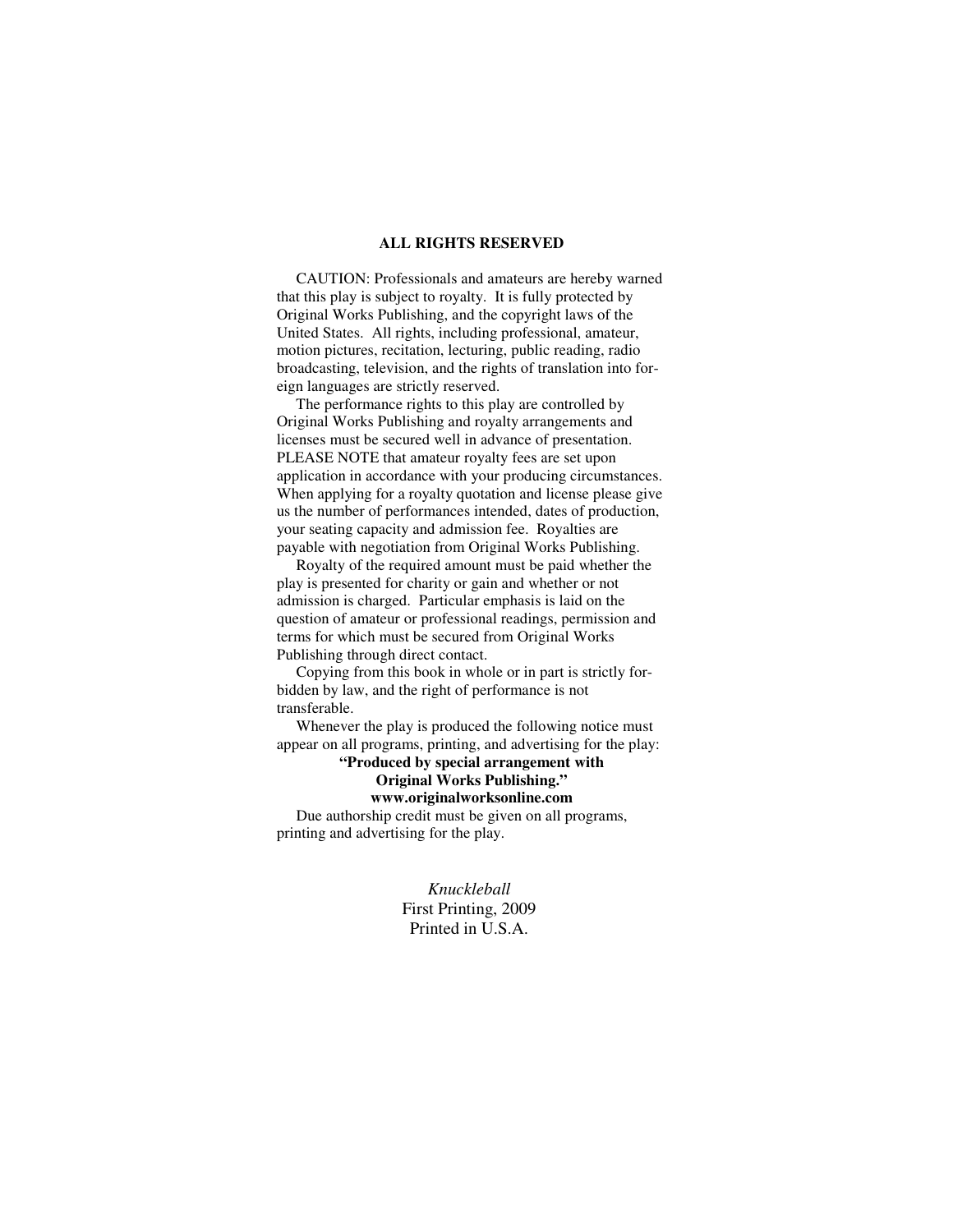## ALL RIGHTS RESERVED

CAUTION: Professionals and amateurs are hereby warned that this play is subject to royalty. It is fully protected by Original Works Publishing, and the copyright laws of the United States. All rights, including professional, amateur, motion pictures, recitation, lecturing, public reading, radio broadcasting, television, and the rights of translation into foreign languages are strictly reserved.

The performance rights to this play are controlled by Original Works Publishing and royalty arrangements and licenses must be secured well in advance of presentation. PLEASE NOTE that amateur royalty fees are set upon application in accordance with your producing circumstances. When applying for a royalty quotation and license please give us the number of performances intended, dates of production, your seating capacity and admission fee. Royalties are payable with negotiation from Original Works Publishing.

Royalty of the required amount must be paid whether the play is presented for charity or gain and whether or not admission is charged. Particular emphasis is laid on the question of amateur or professional readings, permission and terms for which must be secured from Original Works Publishing through direct contact.

Copying from this book in whole or in part is strictly forbidden by law, and the right of performance is not transferable.

Whenever the play is produced the following notice must appear on all programs, printing, and advertising for the play:

**"Produced by special arrangement with Original Works Publishing."**
**www.originalworksonline.com**

Due authorship credit must be given on all programs, printing and advertising for the play.

*Knuckleball*
First Printing, 2009
Printed in U.S.A.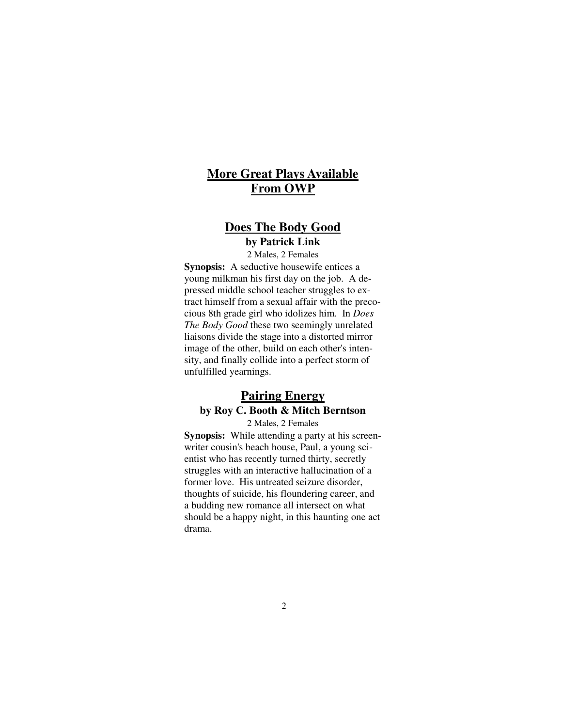## More Great Plays Available From OWP

### Does The Body Good

**by Patrick Link**

2 Males, 2 Females

**Synopsis:** A seductive housewife entices a young milkman his first day on the job. A depressed middle school teacher struggles to extract himself from a sexual affair with the precocious 8th grade girl who idolizes him. In *Does The Body Good* these two seemingly unrelated liaisons divide the stage into a distorted mirror image of the other, build on each other's intensity, and finally collide into a perfect storm of unfulfilled yearnings.

### Pairing Energy

**by Roy C. Booth & Mitch Berntson**

2 Males, 2 Females

**Synopsis:** While attending a party at his screenwriter cousin's beach house, Paul, a young scientist who has recently turned thirty, secretly struggles with an interactive hallucination of a former love. His untreated seizure disorder, thoughts of suicide, his floundering career, and a budding new romance all intersect on what should be a happy night, in this haunting one act drama.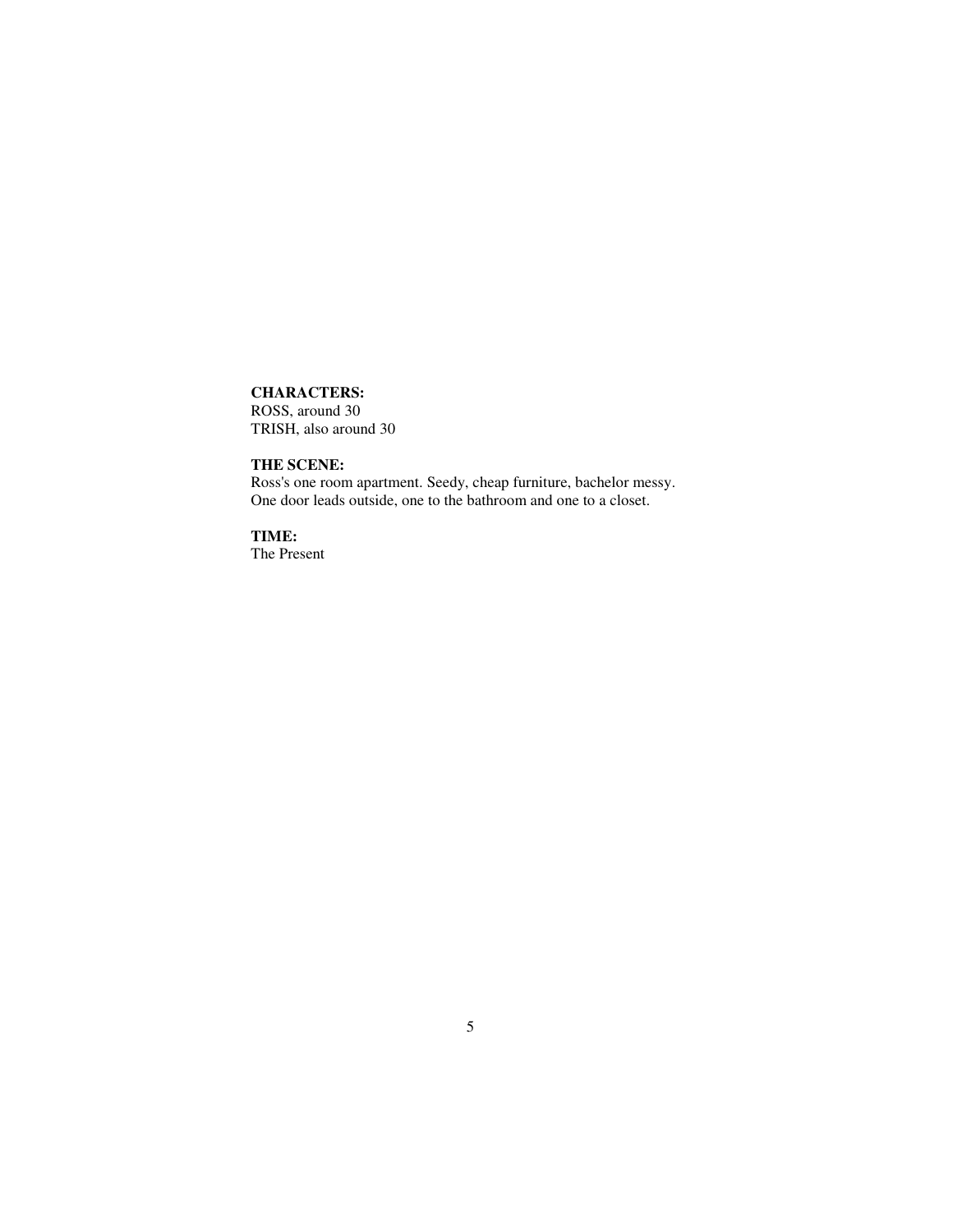**CHARACTERS:**
ROSS, around 30
TRISH, also around 30

**THE SCENE:**
Ross's one room apartment. Seedy, cheap furniture, bachelor messy.
One door leads outside, one to the bathroom and one to a closet.

**TIME:**
The Present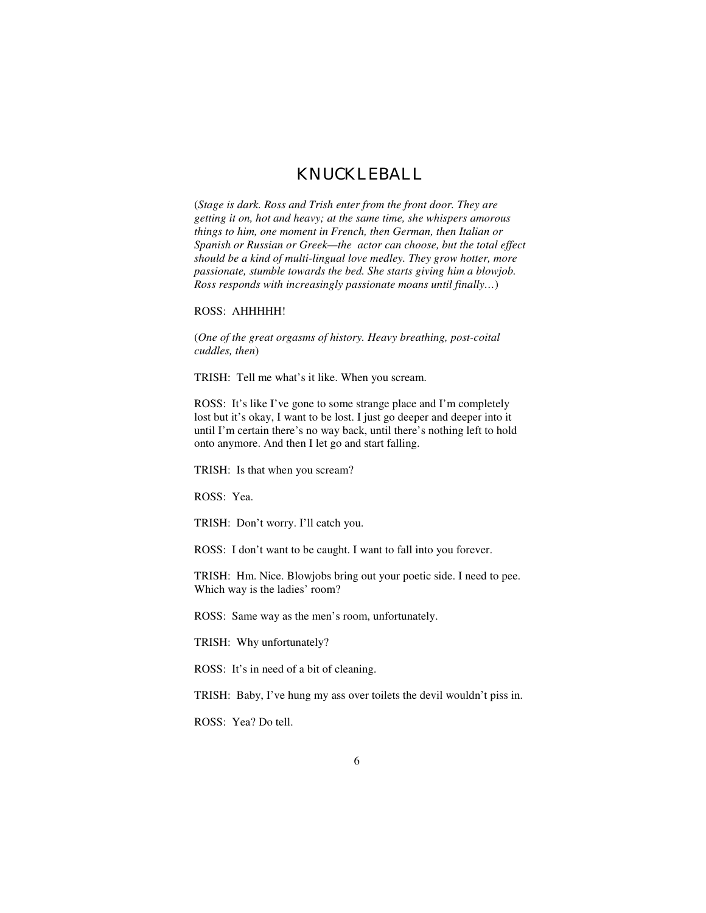# KNUCKLEBALL

(*Stage is dark. Ross and Trish enter from the front door. They are getting it on, hot and heavy; at the same time, she whispers amorous things to him, one moment in French, then German, then Italian or Spanish or Russian or Greek—the actor can choose, but the total effect should be a kind of multi-lingual love medley. They grow hotter, more passionate, stumble towards the bed. She starts giving him a blowjob. Ross responds with increasingly passionate moans until finally…*)

ROSS: AHHHHH!

(*One of the great orgasms of history. Heavy breathing, post-coital cuddles, then*)

TRISH: Tell me what's it like. When you scream.

ROSS: It's like I've gone to some strange place and I'm completely lost but it's okay, I want to be lost. I just go deeper and deeper into it until I'm certain there's no way back, until there's nothing left to hold onto anymore. And then I let go and start falling.

TRISH: Is that when you scream?

ROSS: Yea.

TRISH: Don't worry. I'll catch you.

ROSS: I don't want to be caught. I want to fall into you forever.

TRISH: Hm. Nice. Blowjobs bring out your poetic side. I need to pee. Which way is the ladies' room?

ROSS: Same way as the men's room, unfortunately.

TRISH: Why unfortunately?

ROSS: It's in need of a bit of cleaning.

TRISH: Baby, I've hung my ass over toilets the devil wouldn't piss in.

ROSS: Yea? Do tell.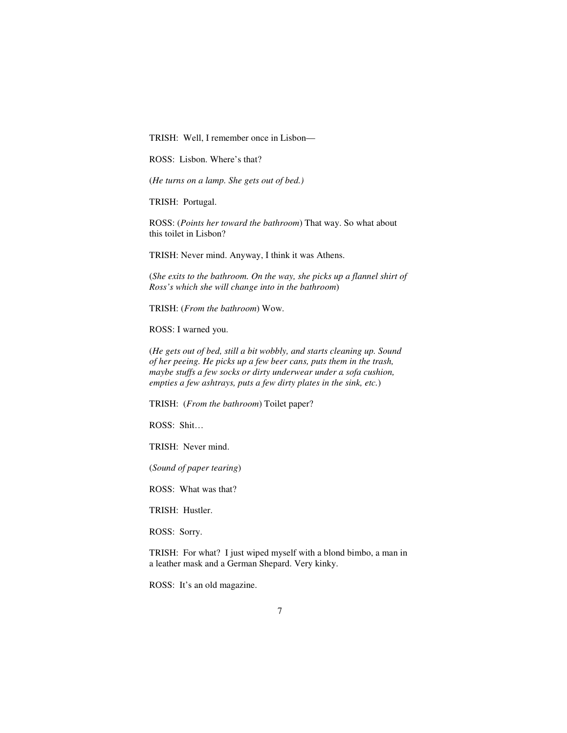TRISH: Well, I remember once in Lisbon—

ROSS: Lisbon. Where's that?

(*He turns on a lamp. She gets out of bed.)*

TRISH: Portugal.

ROSS: (*Points her toward the bathroom*) That way. So what about this toilet in Lisbon?

TRISH: Never mind. Anyway, I think it was Athens.

(*She exits to the bathroom. On the way, she picks up a flannel shirt of Ross's which she will change into in the bathroom*)

TRISH: (*From the bathroom*) Wow.

ROSS: I warned you.

(*He gets out of bed, still a bit wobbly, and starts cleaning up. Sound of her peeing. He picks up a few beer cans, puts them in the trash, maybe stuffs a few socks or dirty underwear under a sofa cushion, empties a few ashtrays, puts a few dirty plates in the sink, etc.*)

TRISH: (*From the bathroom*) Toilet paper?

ROSS: Shit…

TRISH: Never mind.

(*Sound of paper tearing*)

ROSS: What was that?

TRISH: Hustler.

ROSS: Sorry.

TRISH: For what? I just wiped myself with a blond bimbo, a man in a leather mask and a German Shepard. Very kinky.

ROSS: It's an old magazine.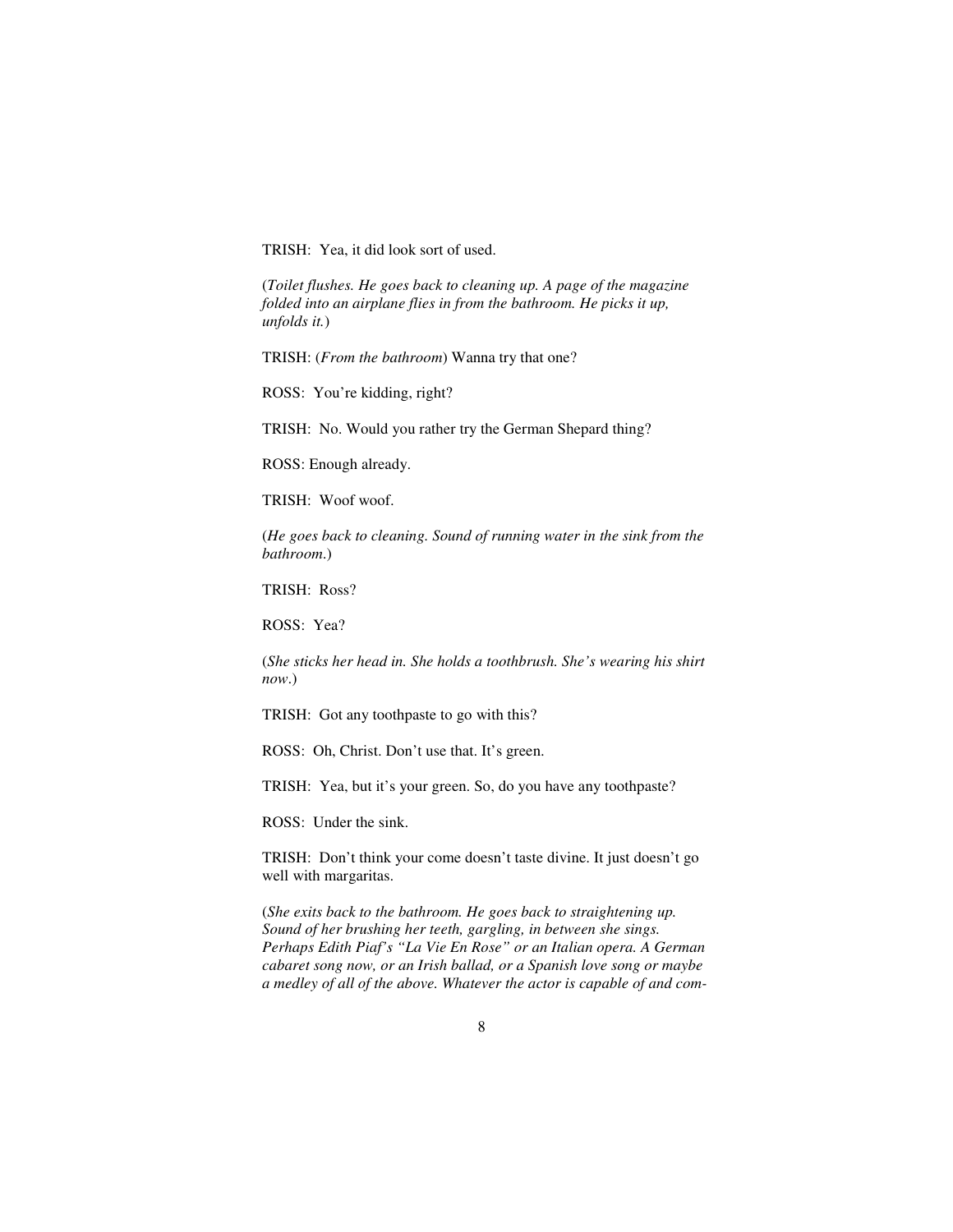TRISH: Yea, it did look sort of used.

(*Toilet flushes. He goes back to cleaning up. A page of the magazine folded into an airplane flies in from the bathroom. He picks it up, unfolds it.*)

TRISH: (*From the bathroom*) Wanna try that one?

ROSS: You're kidding, right?

TRISH: No. Would you rather try the German Shepard thing?

ROSS: Enough already.

TRISH: Woof woof.

(*He goes back to cleaning. Sound of running water in the sink from the bathroom.*)

TRISH: Ross?

ROSS: Yea?

(*She sticks her head in. She holds a toothbrush. She's wearing his shirt now.*)

TRISH: Got any toothpaste to go with this?

ROSS: Oh, Christ. Don't use that. It's green.

TRISH: Yea, but it's your green. So, do you have any toothpaste?

ROSS: Under the sink.

TRISH: Don't think your come doesn't taste divine. It just doesn't go well with margaritas.

(*She exits back to the bathroom. He goes back to straightening up. Sound of her brushing her teeth, gargling, in between she sings. Perhaps Edith Piaf's "La Vie En Rose" or an Italian opera. A German cabaret song now, or an Irish ballad, or a Spanish love song or maybe a medley of all of the above. Whatever the actor is capable of and com-*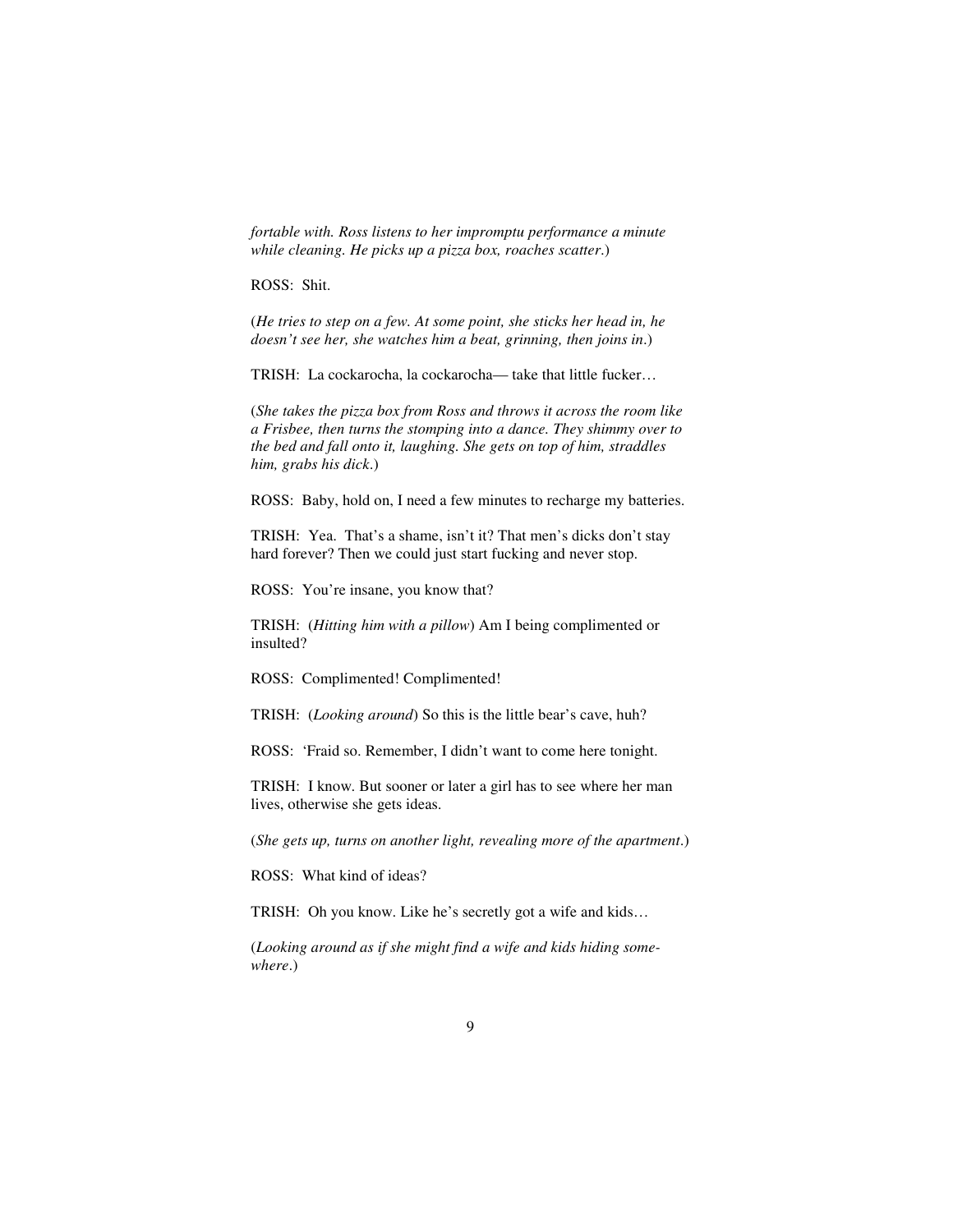*fortable with. Ross listens to her impromptu performance a minute while cleaning. He picks up a pizza box, roaches scatter*.)

ROSS: Shit.

(*He tries to step on a few. At some point, she sticks her head in, he doesn't see her, she watches him a beat, grinning, then joins in*.)

TRISH: La cockarocha, la cockarocha— take that little fucker…

(*She takes the pizza box from Ross and throws it across the room like a Frisbee, then turns the stomping into a dance. They shimmy over to the bed and fall onto it, laughing. She gets on top of him, straddles him, grabs his dick*.)

ROSS: Baby, hold on, I need a few minutes to recharge my batteries.

TRISH: Yea. That's a shame, isn't it? That men's dicks don't stay hard forever? Then we could just start fucking and never stop.

ROSS: You're insane, you know that?

TRISH: (*Hitting him with a pillow*) Am I being complimented or insulted?

ROSS: Complimented! Complimented!

TRISH: (*Looking around*) So this is the little bear's cave, huh?

ROSS: 'Fraid so. Remember, I didn't want to come here tonight.

TRISH: I know. But sooner or later a girl has to see where her man lives, otherwise she gets ideas.

(*She gets up, turns on another light, revealing more of the apartment*.)

ROSS: What kind of ideas?

TRISH: Oh you know. Like he's secretly got a wife and kids…

(*Looking around as if she might find a wife and kids hiding somewhere*.)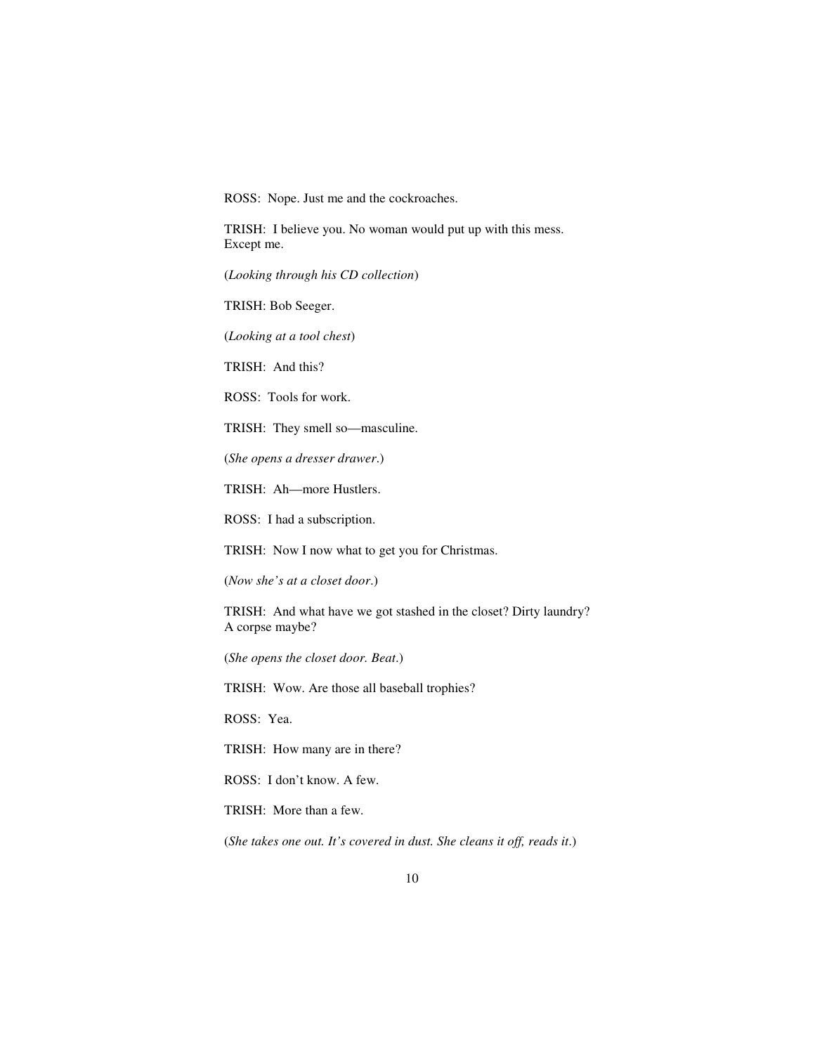ROSS:  Nope. Just me and the cockroaches.

TRISH:  I believe you. No woman would put up with this mess. Except me.

(*Looking through his CD collection*)

TRISH: Bob Seeger.

(*Looking at a tool chest*)

TRISH:  And this?

ROSS:  Tools for work.

TRISH:  They smell so—masculine.

(*She opens a dresser drawer*.)

TRISH:  Ah—more Hustlers.

ROSS:  I had a subscription.

TRISH:  Now I now what to get you for Christmas.

(*Now she's at a closet door*.)

TRISH:  And what have we got stashed in the closet? Dirty laundry? A corpse maybe?

(*She opens the closet door. Beat*.)

TRISH:  Wow. Are those all baseball trophies?

ROSS:  Yea.

TRISH:  How many are in there?

ROSS:  I don't know. A few.

TRISH:  More than a few.

(*She takes one out. It's covered in dust. She cleans it off, reads it*.)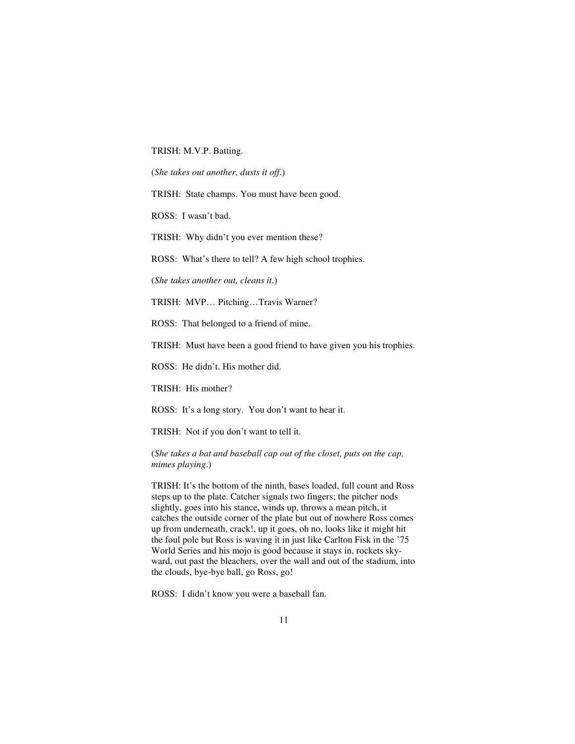TRISH: M.V.P. Batting.

(*She takes out another, dusts it off*.)

TRISH: State champs. You must have been good.

ROSS: I wasn't bad.

TRISH: Why didn't you ever mention these?

ROSS: What's there to tell? A few high school trophies.

(*She takes another out, cleans it*.)

TRISH: MVP… Pitching…Travis Warner?

ROSS: That belonged to a friend of mine.

TRISH: Must have been a good friend to have given you his trophies.

ROSS: He didn't. His mother did.

TRISH: His mother?

ROSS: It's a long story. You don't want to hear it.

TRISH: Not if you don't want to tell it.

(*She takes a bat and baseball cap out of the closet, puts on the cap, mimes playing*.)

TRISH: It's the bottom of the ninth, bases loaded, full count and Ross steps up to the plate. Catcher signals two fingers; the pitcher nods slightly, goes into his stance, winds up, throws a mean pitch, it catches the outside corner of the plate but out of nowhere Ross comes up from underneath, crack!, up it goes, oh no, looks like it might hit the foul pole but Ross is waving it in just like Carlton Fisk in the '75 World Series and his mojo is good because it stays in, rockets skyward, out past the bleachers, over the wall and out of the stadium, into the clouds, bye-bye ball, go Ross, go!

ROSS: I didn't know you were a baseball fan.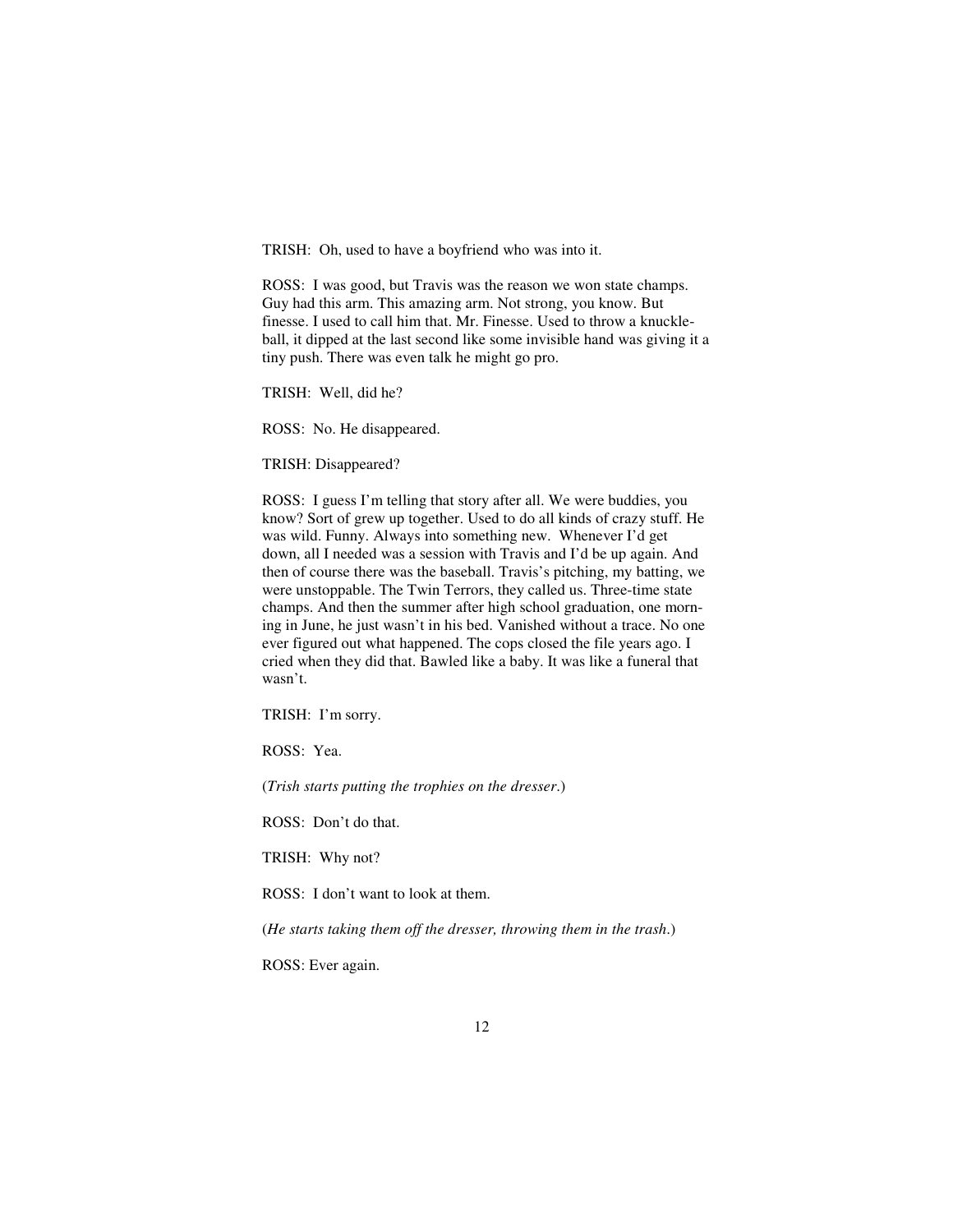TRISH: Oh, used to have a boyfriend who was into it.

ROSS: I was good, but Travis was the reason we won state champs. Guy had this arm. This amazing arm. Not strong, you know. But finesse. I used to call him that. Mr. Finesse. Used to throw a knuckle-ball, it dipped at the last second like some invisible hand was giving it a tiny push. There was even talk he might go pro.

TRISH: Well, did he?

ROSS: No. He disappeared.

TRISH: Disappeared?

ROSS: I guess I'm telling that story after all. We were buddies, you know? Sort of grew up together. Used to do all kinds of crazy stuff. He was wild. Funny. Always into something new. Whenever I'd get down, all I needed was a session with Travis and I'd be up again. And then of course there was the baseball. Travis's pitching, my batting, we were unstoppable. The Twin Terrors, they called us. Three-time state champs. And then the summer after high school graduation, one morning in June, he just wasn't in his bed. Vanished without a trace. No one ever figured out what happened. The cops closed the file years ago. I cried when they did that. Bawled like a baby. It was like a funeral that wasn't.

TRISH: I'm sorry.

ROSS: Yea.

(*Trish starts putting the trophies on the dresser*.)

ROSS: Don't do that.

TRISH: Why not?

ROSS: I don't want to look at them.

(*He starts taking them off the dresser, throwing them in the trash*.)

ROSS: Ever again.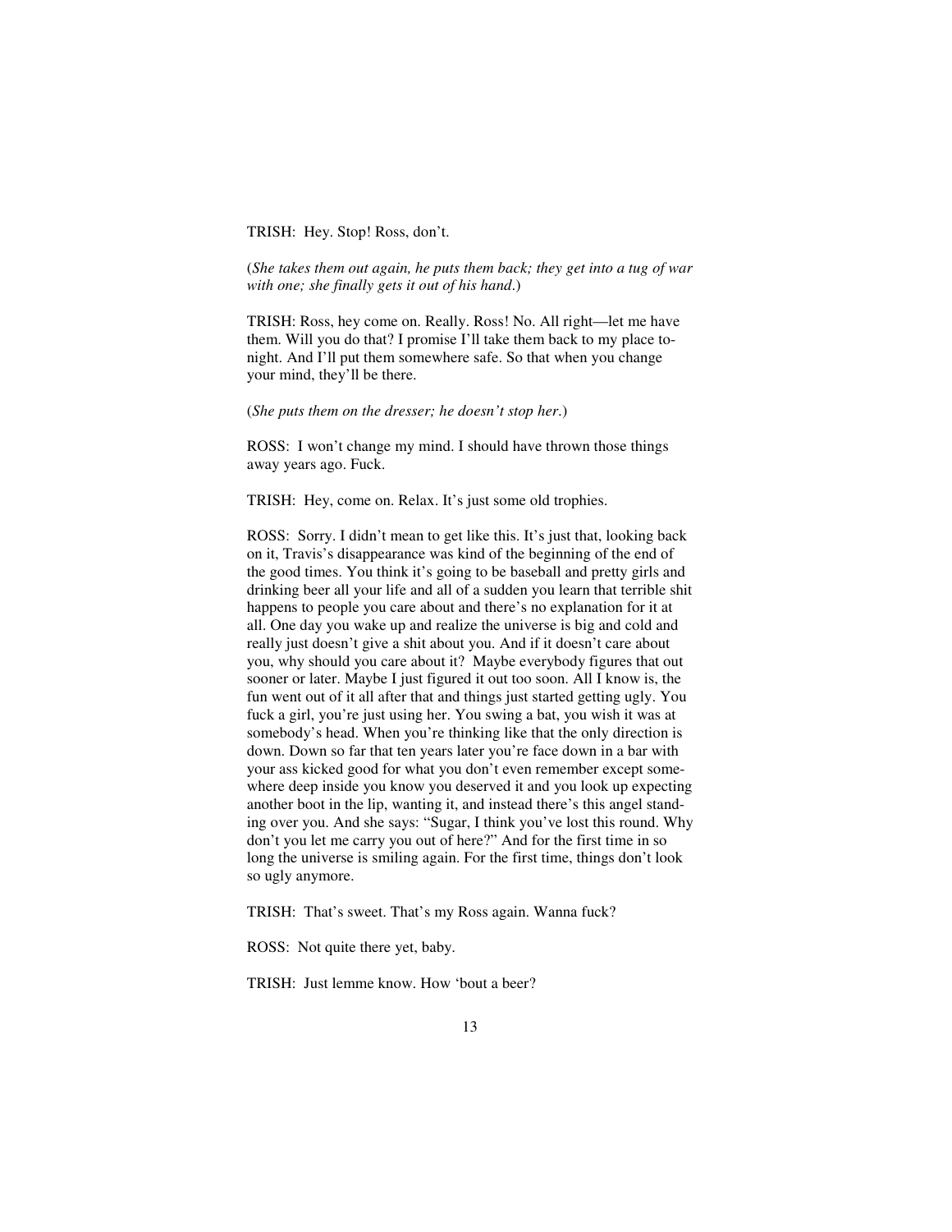TRISH: Hey. Stop! Ross, don't.

(*She takes them out again, he puts them back; they get into a tug of war with one; she finally gets it out of his hand*.)

TRISH: Ross, hey come on. Really. Ross! No. All right—let me have them. Will you do that? I promise I'll take them back to my place tonight. And I'll put them somewhere safe. So that when you change your mind, they'll be there.

(*She puts them on the dresser; he doesn't stop her*.)

ROSS: I won't change my mind. I should have thrown those things away years ago. Fuck.

TRISH: Hey, come on. Relax. It's just some old trophies.

ROSS: Sorry. I didn't mean to get like this. It's just that, looking back on it, Travis's disappearance was kind of the beginning of the end of the good times. You think it's going to be baseball and pretty girls and drinking beer all your life and all of a sudden you learn that terrible shit happens to people you care about and there's no explanation for it at all. One day you wake up and realize the universe is big and cold and really just doesn't give a shit about you. And if it doesn't care about you, why should you care about it? Maybe everybody figures that out sooner or later. Maybe I just figured it out too soon. All I know is, the fun went out of it all after that and things just started getting ugly. You fuck a girl, you're just using her. You swing a bat, you wish it was at somebody's head. When you're thinking like that the only direction is down. Down so far that ten years later you're face down in a bar with your ass kicked good for what you don't even remember except somewhere deep inside you know you deserved it and you look up expecting another boot in the lip, wanting it, and instead there's this angel standing over you. And she says: "Sugar, I think you've lost this round. Why don't you let me carry you out of here?" And for the first time in so long the universe is smiling again. For the first time, things don't look so ugly anymore.

TRISH: That's sweet. That's my Ross again. Wanna fuck?

ROSS: Not quite there yet, baby.

TRISH: Just lemme know. How 'bout a beer?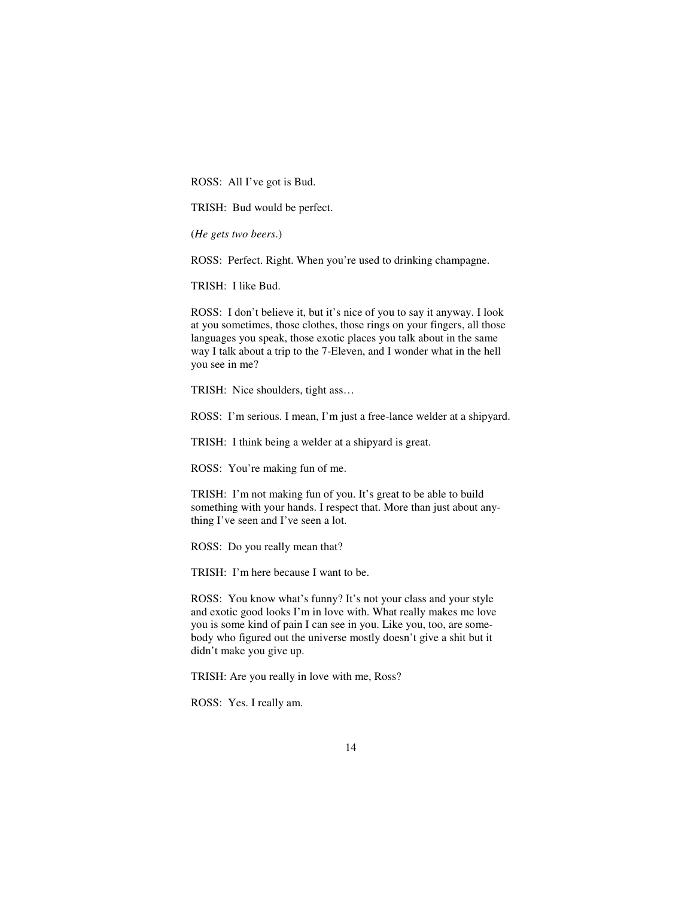ROSS: All I've got is Bud.

TRISH: Bud would be perfect.

(*He gets two beers*.)

ROSS: Perfect. Right. When you're used to drinking champagne.

TRISH: I like Bud.

ROSS: I don't believe it, but it's nice of you to say it anyway. I look at you sometimes, those clothes, those rings on your fingers, all those languages you speak, those exotic places you talk about in the same way I talk about a trip to the 7-Eleven, and I wonder what in the hell you see in me?

TRISH: Nice shoulders, tight ass…

ROSS: I'm serious. I mean, I'm just a free-lance welder at a shipyard.

TRISH: I think being a welder at a shipyard is great.

ROSS: You're making fun of me.

TRISH: I'm not making fun of you. It's great to be able to build something with your hands. I respect that. More than just about anything I've seen and I've seen a lot.

ROSS: Do you really mean that?

TRISH: I'm here because I want to be.

ROSS: You know what's funny? It's not your class and your style and exotic good looks I'm in love with. What really makes me love you is some kind of pain I can see in you. Like you, too, are somebody who figured out the universe mostly doesn't give a shit but it didn't make you give up.

TRISH: Are you really in love with me, Ross?

ROSS: Yes. I really am.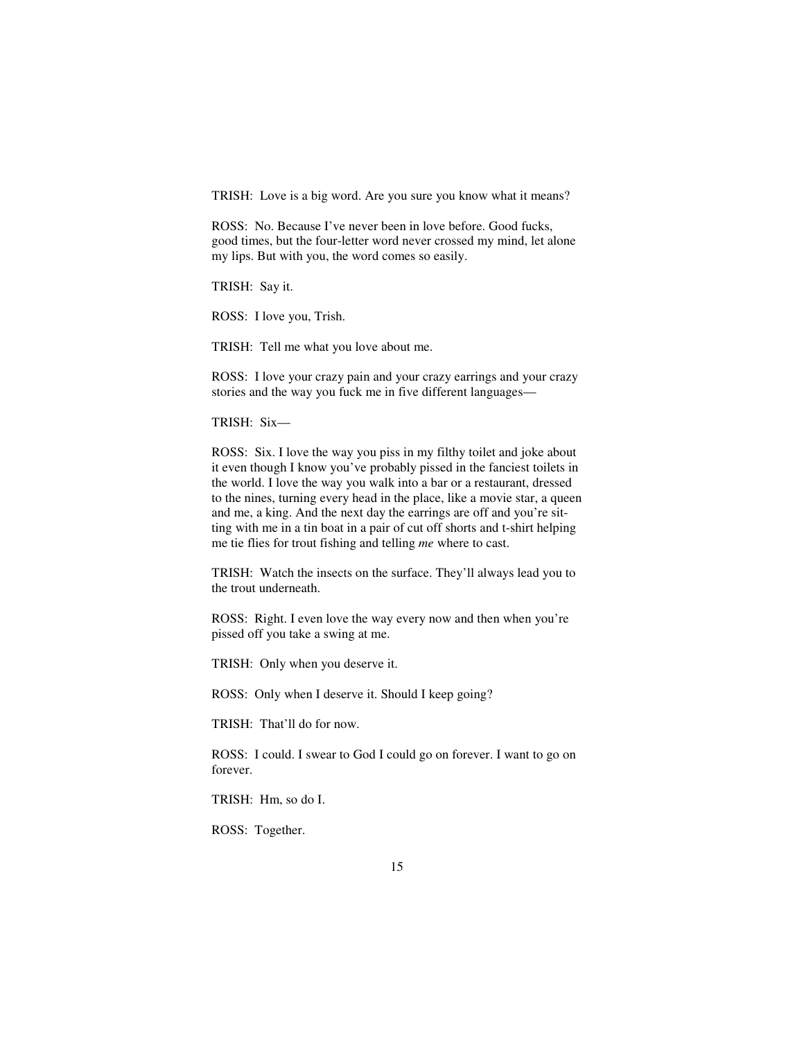TRISH: Love is a big word. Are you sure you know what it means?

ROSS: No. Because I've never been in love before. Good fucks, good times, but the four-letter word never crossed my mind, let alone my lips. But with you, the word comes so easily.

TRISH: Say it.

ROSS: I love you, Trish.

TRISH: Tell me what you love about me.

ROSS: I love your crazy pain and your crazy earrings and your crazy stories and the way you fuck me in five different languages—

TRISH: Six—

ROSS: Six. I love the way you piss in my filthy toilet and joke about it even though I know you've probably pissed in the fanciest toilets in the world. I love the way you walk into a bar or a restaurant, dressed to the nines, turning every head in the place, like a movie star, a queen and me, a king. And the next day the earrings are off and you're sitting with me in a tin boat in a pair of cut off shorts and t-shirt helping me tie flies for trout fishing and telling *me* where to cast.

TRISH: Watch the insects on the surface. They'll always lead you to the trout underneath.

ROSS: Right. I even love the way every now and then when you're pissed off you take a swing at me.

TRISH: Only when you deserve it.

ROSS: Only when I deserve it. Should I keep going?

TRISH: That'll do for now.

ROSS: I could. I swear to God I could go on forever. I want to go on forever.

TRISH: Hm, so do I.

ROSS: Together.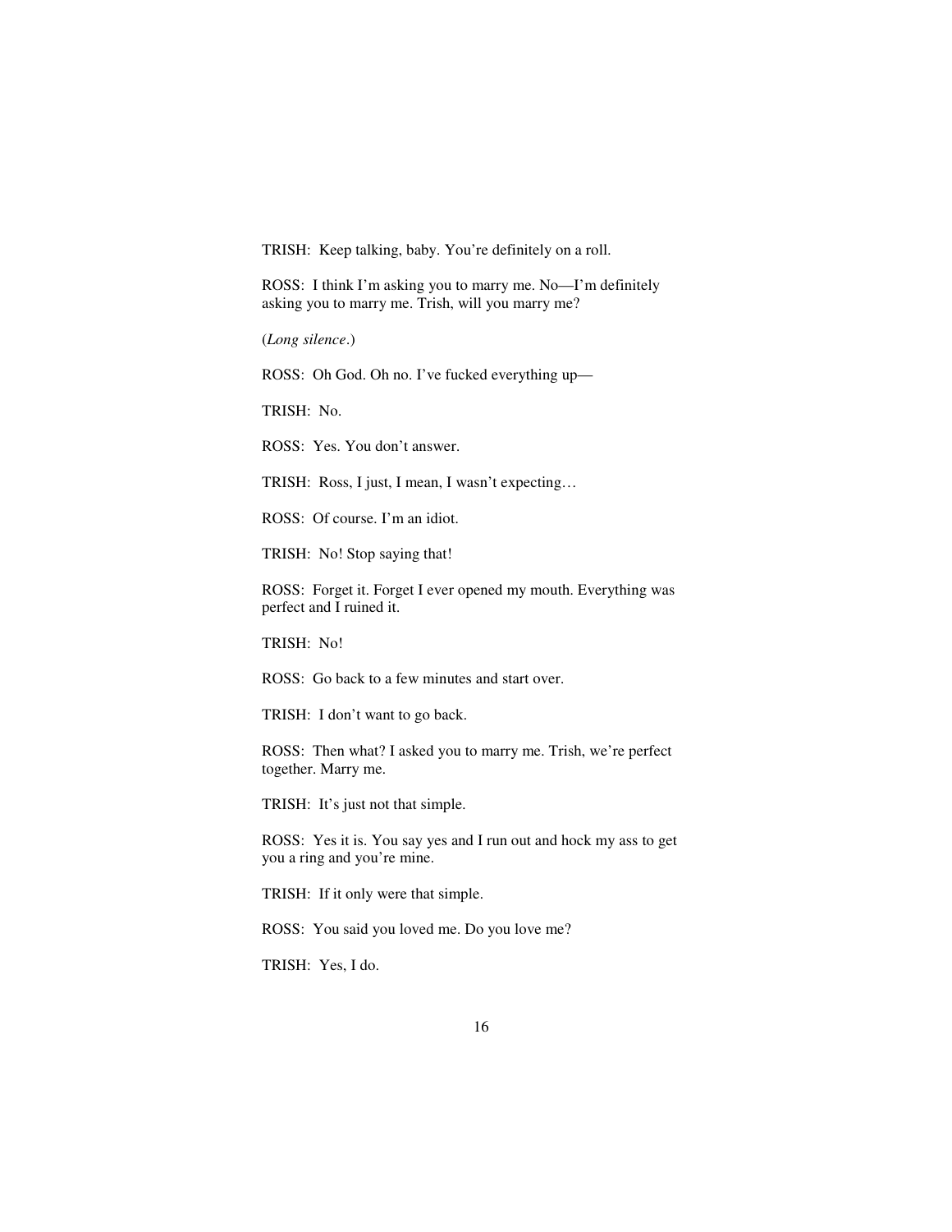TRISH: Keep talking, baby. You're definitely on a roll.

ROSS: I think I'm asking you to marry me. No—I'm definitely asking you to marry me. Trish, will you marry me?

(*Long silence*.)

ROSS: Oh God. Oh no. I've fucked everything up—

TRISH: No.

ROSS: Yes. You don't answer.

TRISH: Ross, I just, I mean, I wasn't expecting…

ROSS: Of course. I'm an idiot.

TRISH: No! Stop saying that!

ROSS: Forget it. Forget I ever opened my mouth. Everything was perfect and I ruined it.

TRISH: No!

ROSS: Go back to a few minutes and start over.

TRISH: I don't want to go back.

ROSS: Then what? I asked you to marry me. Trish, we're perfect together. Marry me.

TRISH: It's just not that simple.

ROSS: Yes it is. You say yes and I run out and hock my ass to get you a ring and you're mine.

TRISH: If it only were that simple.

ROSS: You said you loved me. Do you love me?

TRISH: Yes, I do.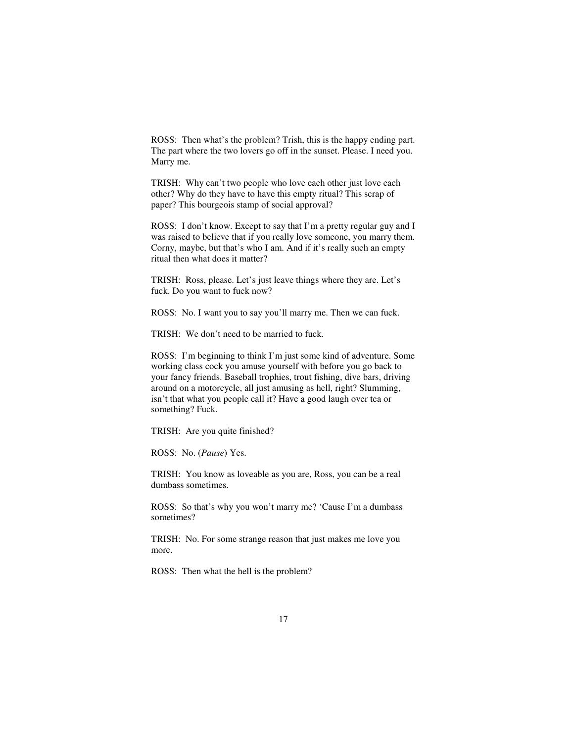ROSS: Then what's the problem? Trish, this is the happy ending part. The part where the two lovers go off in the sunset. Please. I need you. Marry me.

TRISH: Why can't two people who love each other just love each other? Why do they have to have this empty ritual? This scrap of paper? This bourgeois stamp of social approval?

ROSS: I don't know. Except to say that I'm a pretty regular guy and I was raised to believe that if you really love someone, you marry them. Corny, maybe, but that's who I am. And if it's really such an empty ritual then what does it matter?

TRISH: Ross, please. Let's just leave things where they are. Let's fuck. Do you want to fuck now?

ROSS: No. I want you to say you'll marry me. Then we can fuck.

TRISH: We don't need to be married to fuck.

ROSS: I'm beginning to think I'm just some kind of adventure. Some working class cock you amuse yourself with before you go back to your fancy friends. Baseball trophies, trout fishing, dive bars, driving around on a motorcycle, all just amusing as hell, right? Slumming, isn't that what you people call it? Have a good laugh over tea or something? Fuck.

TRISH: Are you quite finished?

ROSS: No. (*Pause*) Yes.

TRISH: You know as loveable as you are, Ross, you can be a real dumbass sometimes.

ROSS: So that's why you won't marry me? 'Cause I'm a dumbass sometimes?

TRISH: No. For some strange reason that just makes me love you more.

ROSS: Then what the hell is the problem?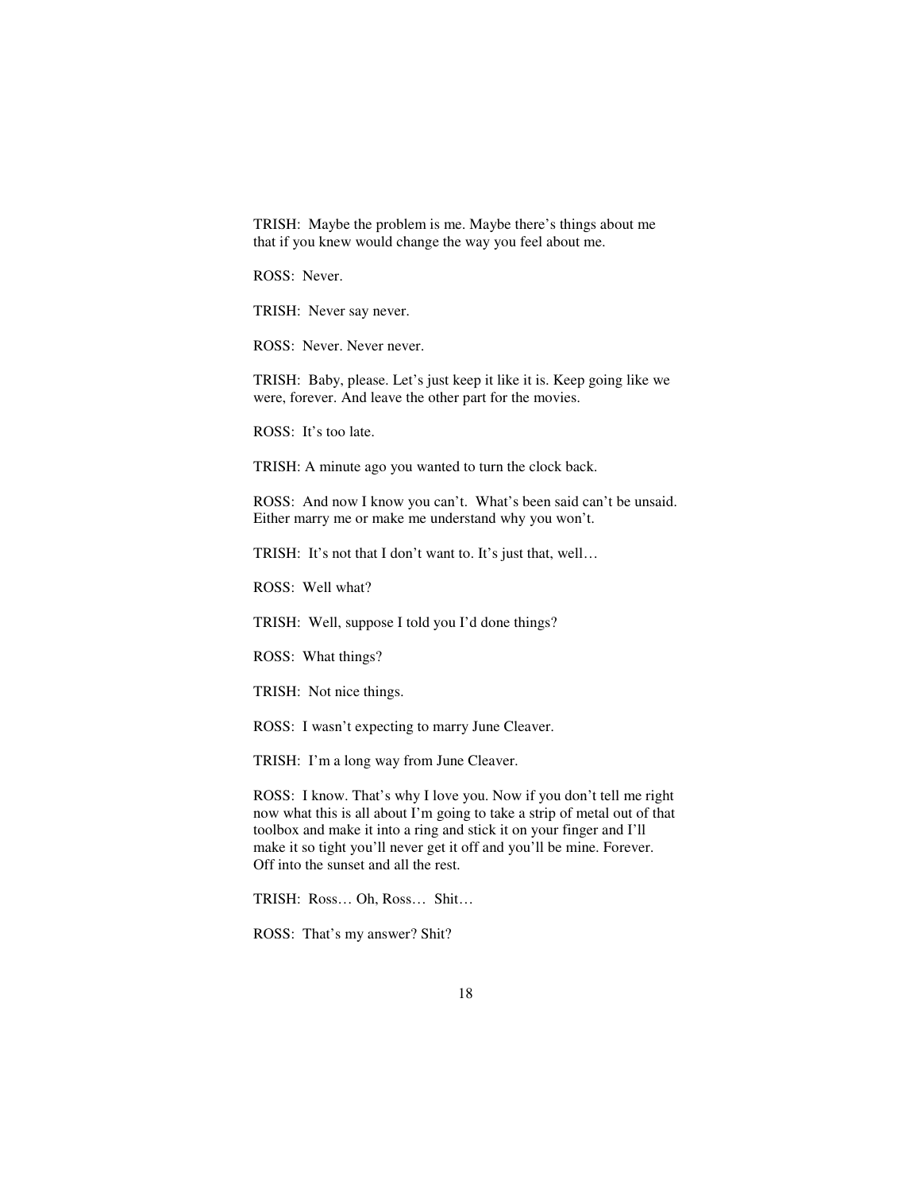TRISH: Maybe the problem is me. Maybe there's things about me that if you knew would change the way you feel about me.

ROSS: Never.

TRISH: Never say never.

ROSS: Never. Never never.

TRISH: Baby, please. Let's just keep it like it is. Keep going like we were, forever. And leave the other part for the movies.

ROSS: It's too late.

TRISH: A minute ago you wanted to turn the clock back.

ROSS: And now I know you can't. What's been said can't be unsaid. Either marry me or make me understand why you won't.

TRISH: It's not that I don't want to. It's just that, well…

ROSS: Well what?

TRISH: Well, suppose I told you I'd done things?

ROSS: What things?

TRISH: Not nice things.

ROSS: I wasn't expecting to marry June Cleaver.

TRISH: I'm a long way from June Cleaver.

ROSS: I know. That's why I love you. Now if you don't tell me right now what this is all about I'm going to take a strip of metal out of that toolbox and make it into a ring and stick it on your finger and I'll make it so tight you'll never get it off and you'll be mine. Forever. Off into the sunset and all the rest.

TRISH: Ross… Oh, Ross… Shit…

ROSS: That's my answer? Shit?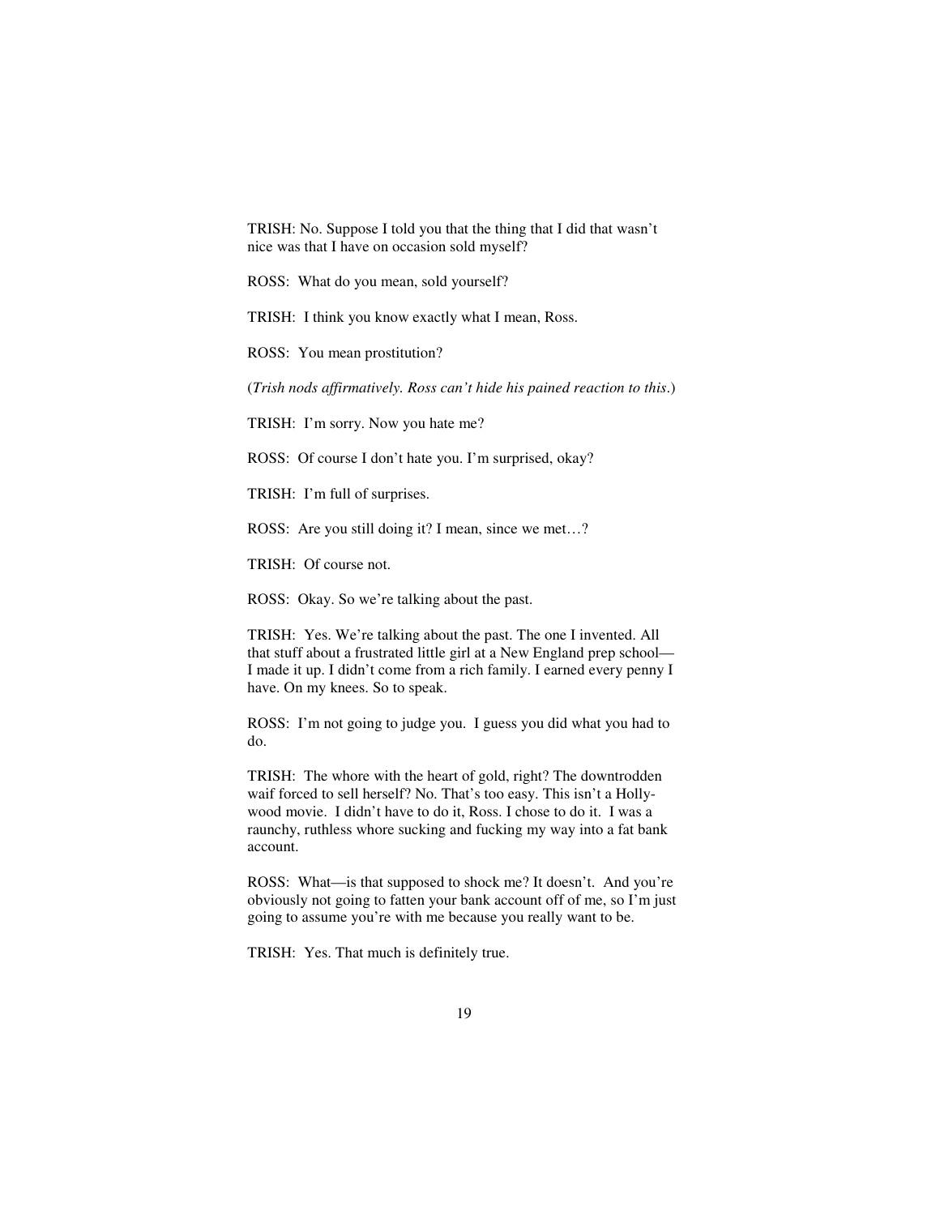TRISH: No. Suppose I told you that the thing that I did that wasn't nice was that I have on occasion sold myself?

ROSS: What do you mean, sold yourself?

TRISH: I think you know exactly what I mean, Ross.

ROSS: You mean prostitution?

(*Trish nods affirmatively. Ross can't hide his pained reaction to this*.)

TRISH: I'm sorry. Now you hate me?

ROSS: Of course I don't hate you. I'm surprised, okay?

TRISH: I'm full of surprises.

ROSS: Are you still doing it? I mean, since we met…?

TRISH: Of course not.

ROSS: Okay. So we're talking about the past.

TRISH: Yes. We're talking about the past. The one I invented. All that stuff about a frustrated little girl at a New England prep school—I made it up. I didn't come from a rich family. I earned every penny I have. On my knees. So to speak.

ROSS: I'm not going to judge you. I guess you did what you had to do.

TRISH: The whore with the heart of gold, right? The downtrodden waif forced to sell herself? No. That's too easy. This isn't a Hollywood movie. I didn't have to do it, Ross. I chose to do it. I was a raunchy, ruthless whore sucking and fucking my way into a fat bank account.

ROSS: What—is that supposed to shock me? It doesn't. And you're obviously not going to fatten your bank account off of me, so I'm just going to assume you're with me because you really want to be.

TRISH: Yes. That much is definitely true.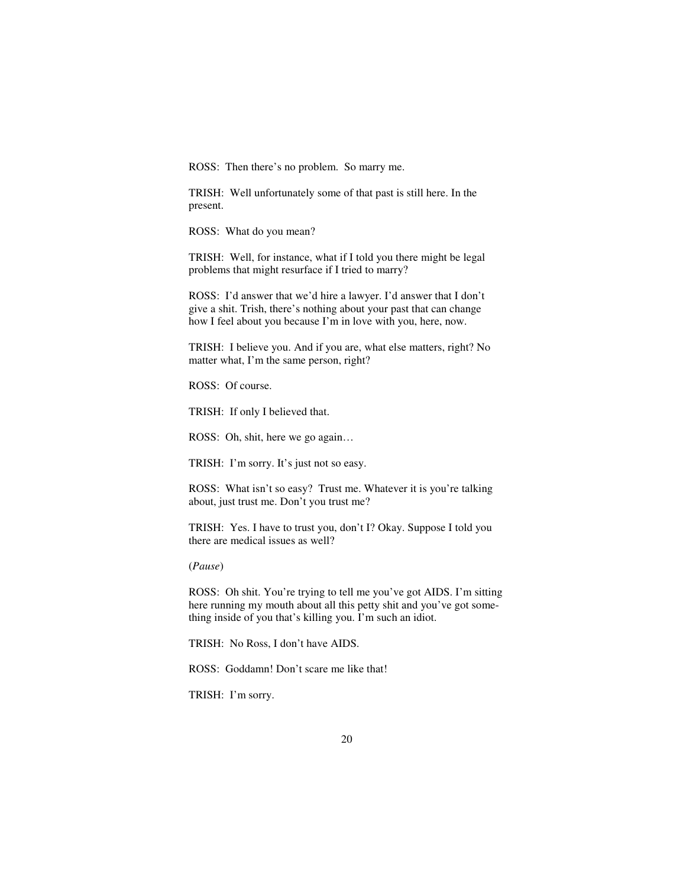ROSS: Then there's no problem. So marry me.

TRISH: Well unfortunately some of that past is still here. In the present.

ROSS: What do you mean?

TRISH: Well, for instance, what if I told you there might be legal problems that might resurface if I tried to marry?

ROSS: I'd answer that we'd hire a lawyer. I'd answer that I don't give a shit. Trish, there's nothing about your past that can change how I feel about you because I'm in love with you, here, now.

TRISH: I believe you. And if you are, what else matters, right? No matter what, I'm the same person, right?

ROSS: Of course.

TRISH: If only I believed that.

ROSS: Oh, shit, here we go again…

TRISH: I'm sorry. It's just not so easy.

ROSS: What isn't so easy? Trust me. Whatever it is you're talking about, just trust me. Don't you trust me?

TRISH: Yes. I have to trust you, don't I? Okay. Suppose I told you there are medical issues as well?

(*Pause*)

ROSS: Oh shit. You're trying to tell me you've got AIDS. I'm sitting here running my mouth about all this petty shit and you've got something inside of you that's killing you. I'm such an idiot.

TRISH: No Ross, I don't have AIDS.

ROSS: Goddamn! Don't scare me like that!

TRISH: I'm sorry.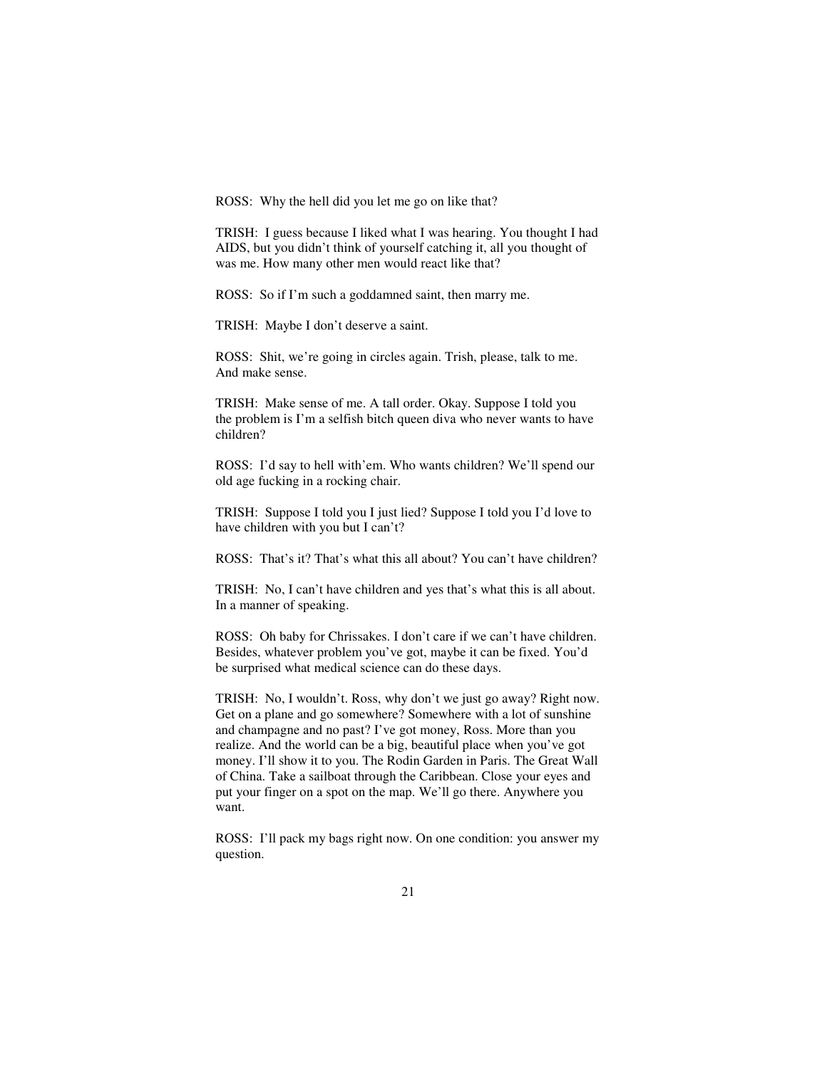ROSS: Why the hell did you let me go on like that?

TRISH: I guess because I liked what I was hearing. You thought I had AIDS, but you didn't think of yourself catching it, all you thought of was me. How many other men would react like that?

ROSS: So if I'm such a goddamned saint, then marry me.

TRISH: Maybe I don't deserve a saint.

ROSS: Shit, we're going in circles again. Trish, please, talk to me. And make sense.

TRISH: Make sense of me. A tall order. Okay. Suppose I told you the problem is I'm a selfish bitch queen diva who never wants to have children?

ROSS: I'd say to hell with'em. Who wants children? We'll spend our old age fucking in a rocking chair.

TRISH: Suppose I told you I just lied? Suppose I told you I'd love to have children with you but I can't?

ROSS: That's it? That's what this all about? You can't have children?

TRISH: No, I can't have children and yes that's what this is all about. In a manner of speaking.

ROSS: Oh baby for Chrissakes. I don't care if we can't have children. Besides, whatever problem you've got, maybe it can be fixed. You'd be surprised what medical science can do these days.

TRISH: No, I wouldn't. Ross, why don't we just go away? Right now. Get on a plane and go somewhere? Somewhere with a lot of sunshine and champagne and no past? I've got money, Ross. More than you realize. And the world can be a big, beautiful place when you've got money. I'll show it to you. The Rodin Garden in Paris. The Great Wall of China. Take a sailboat through the Caribbean. Close your eyes and put your finger on a spot on the map. We'll go there. Anywhere you want.

ROSS: I'll pack my bags right now. On one condition: you answer my question.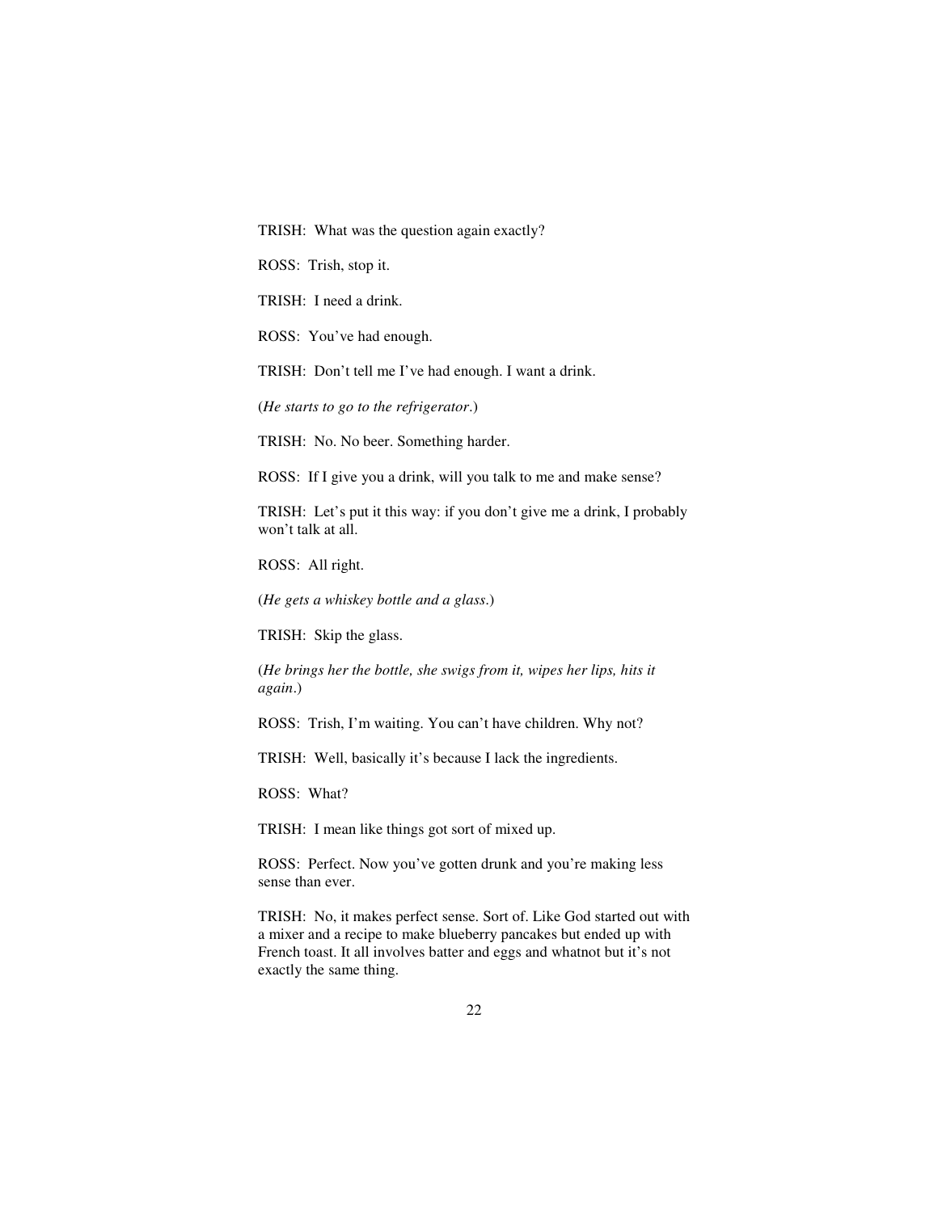TRISH: What was the question again exactly?

ROSS: Trish, stop it.

TRISH: I need a drink.

ROSS: You've had enough.

TRISH: Don't tell me I've had enough. I want a drink.

(*He starts to go to the refrigerator*.)

TRISH: No. No beer. Something harder.

ROSS: If I give you a drink, will you talk to me and make sense?

TRISH: Let's put it this way: if you don't give me a drink, I probably won't talk at all.

ROSS: All right.

(*He gets a whiskey bottle and a glass*.)

TRISH: Skip the glass.

(*He brings her the bottle, she swigs from it, wipes her lips, hits it again*.)

ROSS: Trish, I'm waiting. You can't have children. Why not?

TRISH: Well, basically it's because I lack the ingredients.

ROSS: What?

TRISH: I mean like things got sort of mixed up.

ROSS: Perfect. Now you've gotten drunk and you're making less sense than ever.

TRISH: No, it makes perfect sense. Sort of. Like God started out with a mixer and a recipe to make blueberry pancakes but ended up with French toast. It all involves batter and eggs and whatnot but it's not exactly the same thing.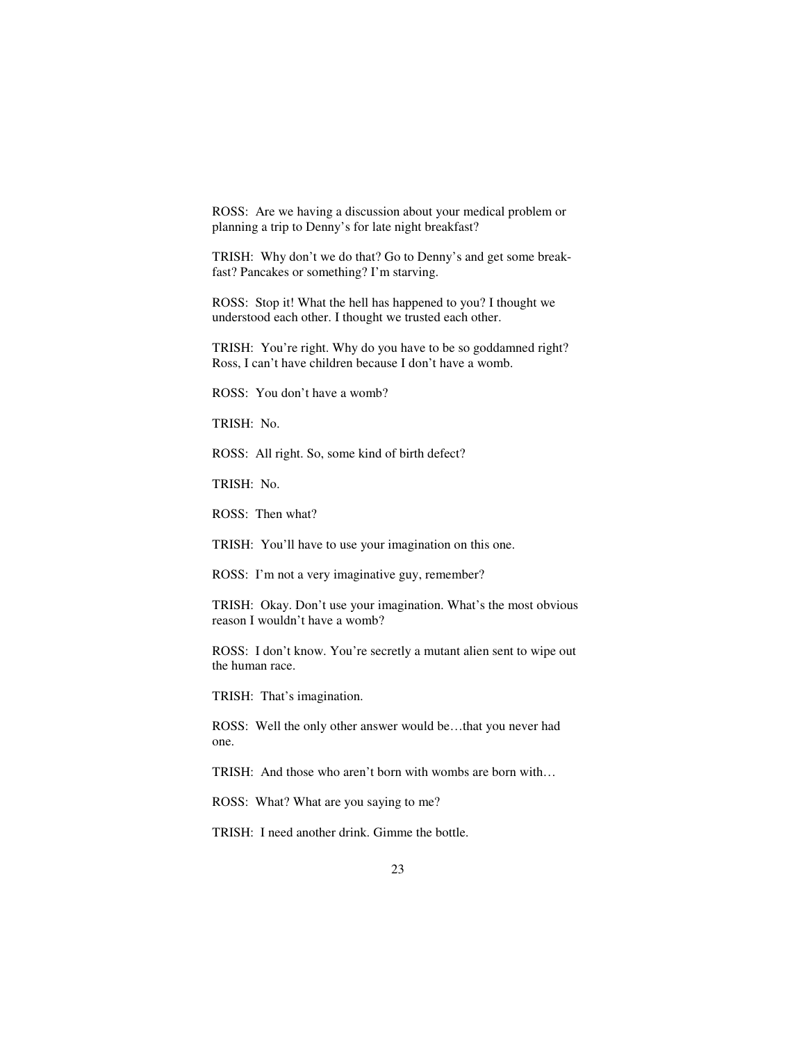ROSS: Are we having a discussion about your medical problem or planning a trip to Denny's for late night breakfast?

TRISH: Why don't we do that? Go to Denny's and get some breakfast? Pancakes or something? I'm starving.

ROSS: Stop it! What the hell has happened to you? I thought we understood each other. I thought we trusted each other.

TRISH: You're right. Why do you have to be so goddamned right? Ross, I can't have children because I don't have a womb.

ROSS: You don't have a womb?

TRISH: No.

ROSS: All right. So, some kind of birth defect?

TRISH: No.

ROSS: Then what?

TRISH: You'll have to use your imagination on this one.

ROSS: I'm not a very imaginative guy, remember?

TRISH: Okay. Don't use your imagination. What's the most obvious reason I wouldn't have a womb?

ROSS: I don't know. You're secretly a mutant alien sent to wipe out the human race.

TRISH: That's imagination.

ROSS: Well the only other answer would be…that you never had one.

TRISH: And those who aren't born with wombs are born with…

ROSS: What? What are you saying to me?

TRISH: I need another drink. Gimme the bottle.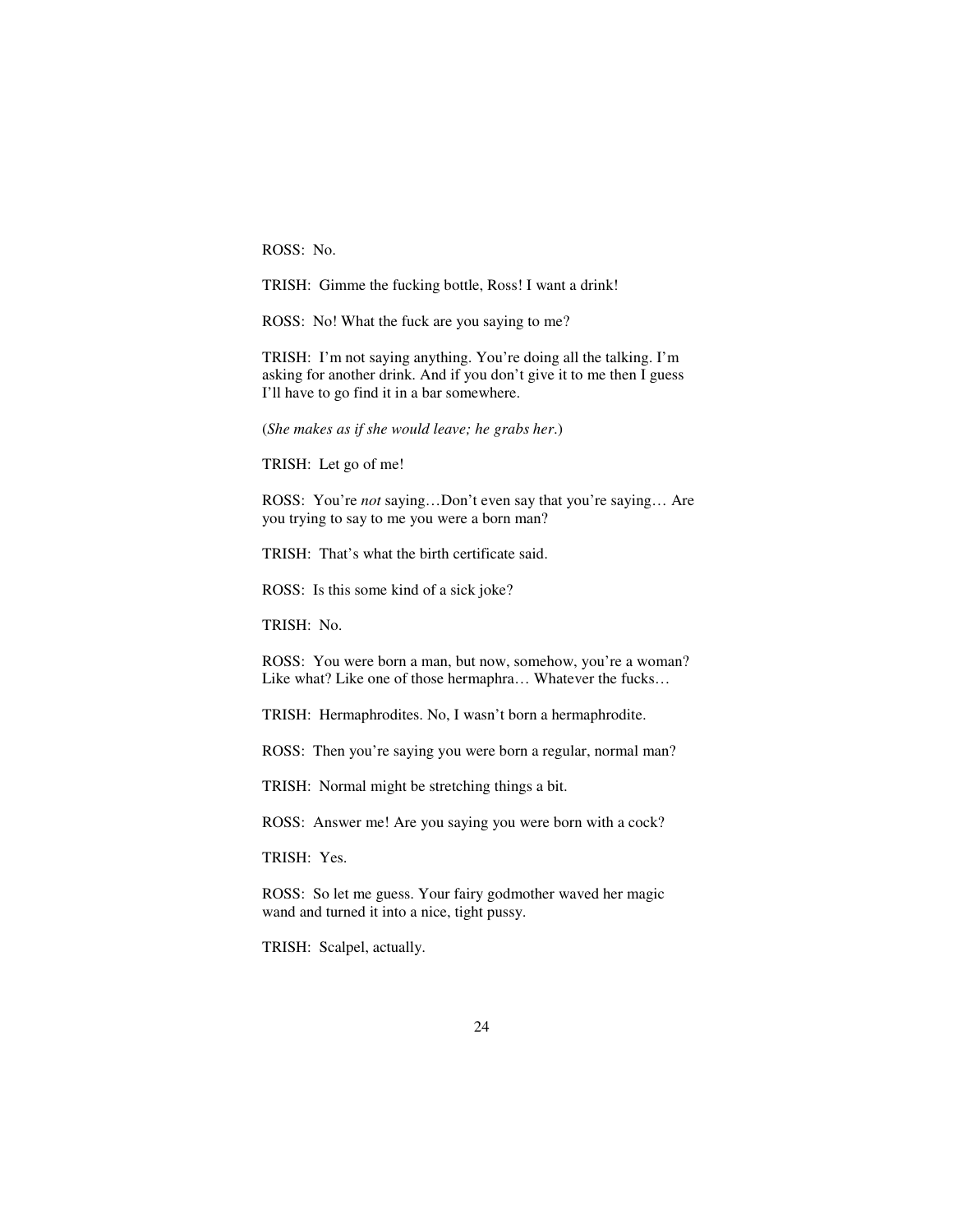ROSS: No.

TRISH: Gimme the fucking bottle, Ross! I want a drink!

ROSS: No! What the fuck are you saying to me?

TRISH: I'm not saying anything. You're doing all the talking. I'm asking for another drink. And if you don't give it to me then I guess I'll have to go find it in a bar somewhere.

(*She makes as if she would leave; he grabs her.*)

TRISH: Let go of me!

ROSS: You're *not* saying…Don't even say that you're saying… Are you trying to say to me you were a born man?

TRISH: That's what the birth certificate said.

ROSS: Is this some kind of a sick joke?

TRISH: No.

ROSS: You were born a man, but now, somehow, you're a woman? Like what? Like one of those hermaphra… Whatever the fucks…

TRISH: Hermaphrodites. No, I wasn't born a hermaphrodite.

ROSS: Then you're saying you were born a regular, normal man?

TRISH: Normal might be stretching things a bit.

ROSS: Answer me! Are you saying you were born with a cock?

TRISH: Yes.

ROSS: So let me guess. Your fairy godmother waved her magic wand and turned it into a nice, tight pussy.

TRISH: Scalpel, actually.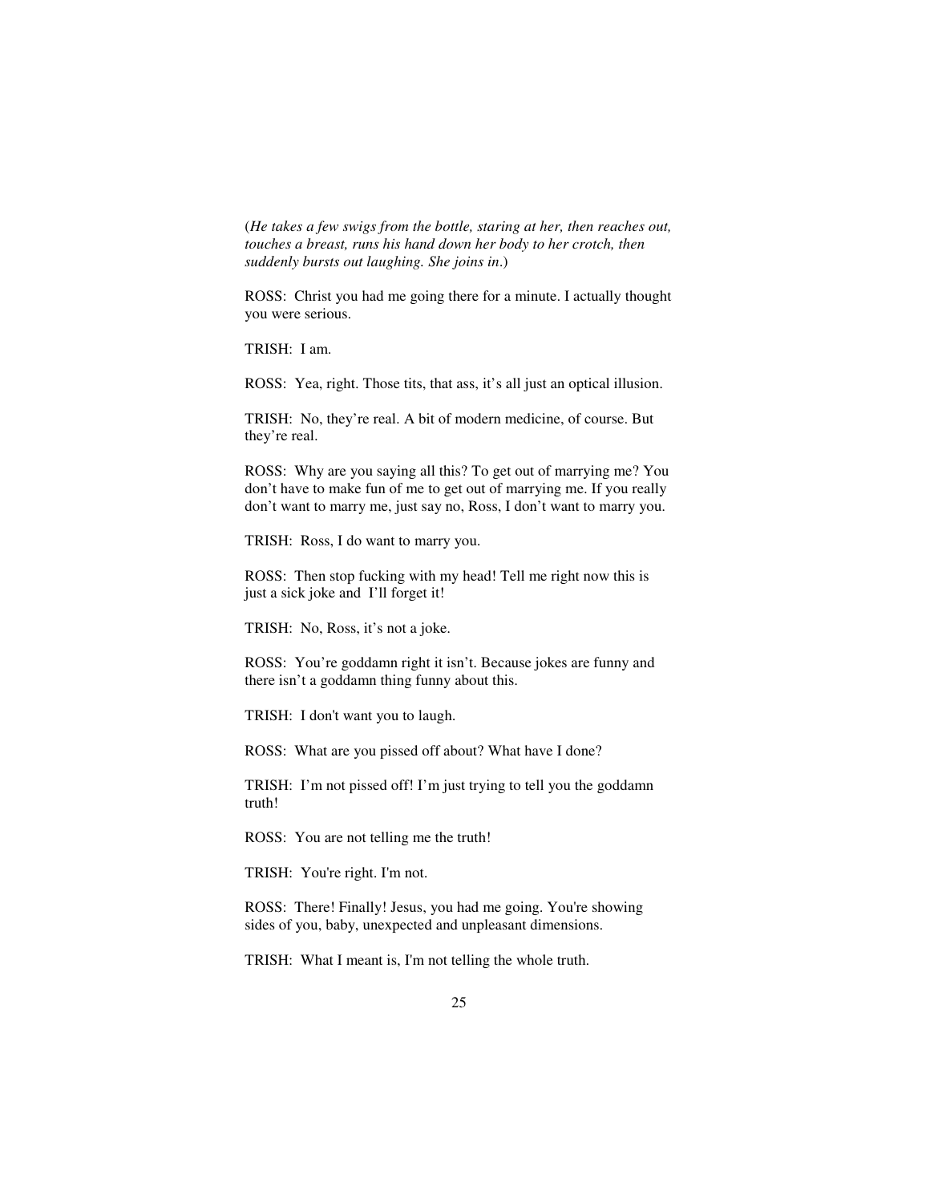(*He takes a few swigs from the bottle, staring at her, then reaches out, touches a breast, runs his hand down her body to her crotch, then suddenly bursts out laughing. She joins in*.)

ROSS: Christ you had me going there for a minute. I actually thought you were serious.

TRISH: I am.

ROSS: Yea, right. Those tits, that ass, it's all just an optical illusion.

TRISH: No, they're real. A bit of modern medicine, of course. But they're real.

ROSS: Why are you saying all this? To get out of marrying me? You don't have to make fun of me to get out of marrying me. If you really don't want to marry me, just say no, Ross, I don't want to marry you.

TRISH: Ross, I do want to marry you.

ROSS: Then stop fucking with my head! Tell me right now this is just a sick joke and I'll forget it!

TRISH: No, Ross, it's not a joke.

ROSS: You're goddamn right it isn't. Because jokes are funny and there isn't a goddamn thing funny about this.

TRISH: I don't want you to laugh.

ROSS: What are you pissed off about? What have I done?

TRISH: I'm not pissed off! I'm just trying to tell you the goddamn truth!

ROSS: You are not telling me the truth!

TRISH: You're right. I'm not.

ROSS: There! Finally! Jesus, you had me going. You're showing sides of you, baby, unexpected and unpleasant dimensions.

TRISH: What I meant is, I'm not telling the whole truth.